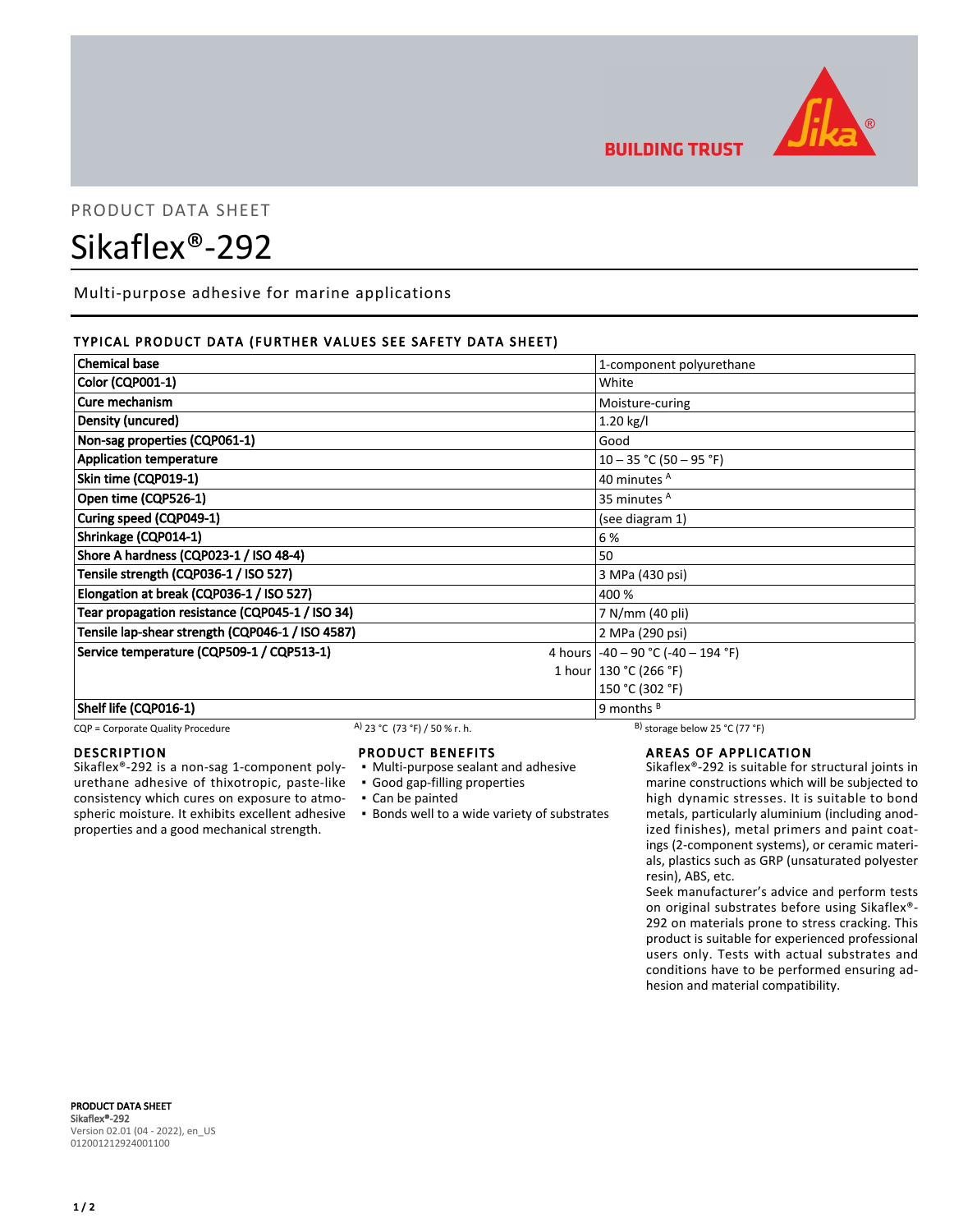PRODUCT DATA SHEET

# Sikaflex®-292

Multi-purpose adhesive for marine applications

## TYPICAL PRODUCT DATA (FURTHER VALUES SEE SAFETY DATA SHEET)

| Property | | Value |
|---|---|---|
| Chemical base | | 1-component polyurethane |
| Color (CQP001-1) | | White |
| Cure mechanism | | Moisture-curing |
| Density (uncured) | | 1.20 kg/l |
| Non-sag properties (CQP061-1) | | Good |
| Application temperature | | 10 – 35 °C (50 – 95 °F) |
| Skin time (CQP019-1) | | 40 minutes A |
| Open time (CQP526-1) | | 35 minutes A |
| Curing speed (CQP049-1) | | (see diagram 1) |
| Shrinkage (CQP014-1) | | 6 % |
| Shore A hardness (CQP023-1 / ISO 48-4) | | 50 |
| Tensile strength (CQP036-1 / ISO 527) | | 3 MPa (430 psi) |
| Elongation at break (CQP036-1 / ISO 527) | | 400 % |
| Tear propagation resistance (CQP045-1 / ISO 34) | | 7 N/mm (40 pli) |
| Tensile lap-shear strength (CQP046-1 / ISO 4587) | | 2 MPa (290 psi) |
| Service temperature (CQP509-1 / CQP513-1) | | -40 – 90 °C (-40 – 194 °F) |
| | 4 hours | 130 °C (266 °F) |
| | 1 hour | 150 °C (302 °F) |
| Shelf life (CQP016-1) | | 9 months B |

CQP = Corporate Quality Procedure  A) 23 °C (73 °F) / 50 % r. h.  B) storage below 25 °C (77 °F)

## DESCRIPTION

Sikaflex®-292 is a non-sag 1-component polyurethane adhesive of thixotropic, paste-like consistency which cures on exposure to atmospheric moisture. It exhibits excellent adhesive properties and a good mechanical strength.

## PRODUCT BENEFITS

- Multi-purpose sealant and adhesive
- Good gap-filling properties
- Can be painted
- Bonds well to a wide variety of substrates

## AREAS OF APPLICATION

Sikaflex®-292 is suitable for structural joints in marine constructions which will be subjected to high dynamic stresses. It is suitable to bond metals, particularly aluminium (including anodized finishes), metal primers and paint coatings (2-component systems), or ceramic materials, plastics such as GRP (unsaturated polyester resin), ABS, etc.

Seek manufacturer's advice and perform tests on original substrates before using Sikaflex®-292 on materials prone to stress cracking. This product is suitable for experienced professional users only. Tests with actual substrates and conditions have to be performed ensuring adhesion and material compatibility.

**PRODUCT DATA SHEET**
**Sikaflex®-292**
Version 02.01 (04 - 2022), en_US
012001212924001100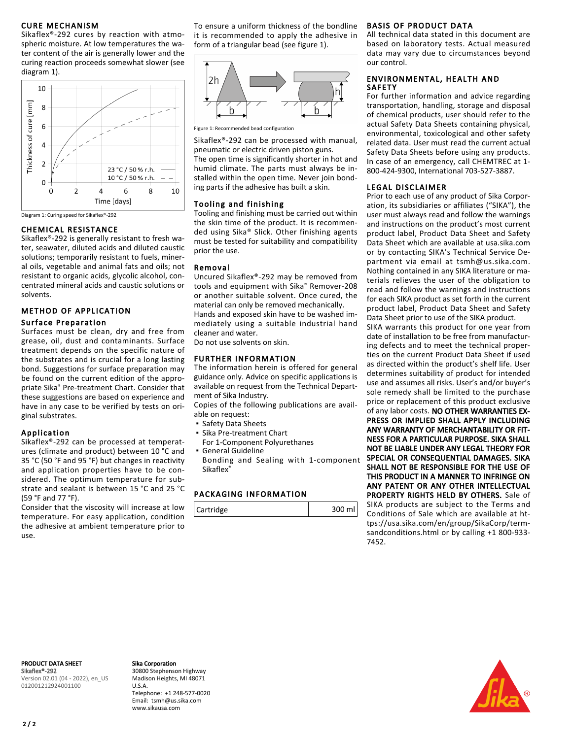## CURE MECHANISM

Sikaflex®-292 cures by reaction with atmospheric moisture. At low temperatures the water content of the air is generally lower and the curing reaction proceeds somewhat slower (see diagram 1).

10
8
6
4
2
0
Thickness of cure [mm]
0 2 4 6 8 10
Time [days]
23 °C / 50 % r.h.
10 °C / 50 % r.h.

Diagram 1: Curing speed for Sikaflex®-292

## CHEMICAL RESISTANCE

Sikaflex®-292 is generally resistant to fresh water, seawater, diluted acids and diluted caustic solutions; temporarily resistant to fuels, mineral oils, vegetable and animal fats and oils; not resistant to organic acids, glycolic alcohol, concentrated mineral acids and caustic solutions or solvents.

## METHOD OF APPLICATION

### Surface Preparation

Surfaces must be clean, dry and free from grease, oil, dust and contaminants. Surface treatment depends on the specific nature of the substrates and is crucial for a long lasting bond. Suggestions for surface preparation may be found on the current edition of the appropriate Sika® Pre-treatment Chart. Consider that these suggestions are based on experience and have in any case to be verified by tests on original substrates.

### Application

Sikaflex®-292 can be processed at temperatures (climate and product) between 10 °C and 35 °C (50 °F and 95 °F) but changes in reactivity and application properties have to be considered. The optimum temperature for substrate and sealant is between 15 °C and 25 °C (59 °F and 77 °F).

Consider that the viscosity will increase at low temperature. For easy application, condition the adhesive at ambient temperature prior to use.

To ensure a uniform thickness of the bondline it is recommended to apply the adhesive in form of a triangular bead (see figure 1).

2h
b
h
b

Figure 1: Recommended bead configuration

Sikaflex®-292 can be processed with manual, pneumatic or electric driven piston guns.

The open time is significantly shorter in hot and humid climate. The parts must always be installed within the open time. Never join bonding parts if the adhesive has built a skin.

### Tooling and finishing

Tooling and finishing must be carried out within the skin time of the product. It is recommended using Sika® Slick. Other finishing agents must be tested for suitability and compatibility prior the use.

### Removal

Uncured Sikaflex®-292 may be removed from tools and equipment with Sika® Remover-208 or another suitable solvent. Once cured, the material can only be removed mechanically.

Hands and exposed skin have to be washed immediately using a suitable industrial hand cleaner and water.

Do not use solvents on skin.

## FURTHER INFORMATION

The information herein is offered for general guidance only. Advice on specific applications is available on request from the Technical Department of Sika Industry.

Copies of the following publications are available on request:

- Safety Data Sheets
- Sika Pre-treatment Chart For 1-Component Polyurethanes
- General Guideline Bonding and Sealing with 1-component Sikaflex®

## PACKAGING INFORMATION

| | |
|---|---|
| Cartridge | 300 ml |

## BASIS OF PRODUCT DATA

All technical data stated in this document are based on laboratory tests. Actual measured data may vary due to circumstances beyond our control.

## ENVIRONMENTAL, HEALTH AND SAFETY

For further information and advice regarding transportation, handling, storage and disposal of chemical products, user should refer to the actual Safety Data Sheets containing physical, environmental, toxicological and other safety related data. User must read the current actual Safety Data Sheets before using any products. In case of an emergency, call CHEMTREC at 1-800-424-9300, International 703-527-3887.

## LEGAL DISCLAIMER

Prior to each use of any product of Sika Corporation, its subsidiaries or affiliates ("SIKA"), the user must always read and follow the warnings and instructions on the product's most current product label, Product Data Sheet and Safety Data Sheet which are available at usa.sika.com or by contacting SIKA's Technical Service Department via email at tsmh@us.sika.com. Nothing contained in any SIKA literature or materials relieves the user of the obligation to read and follow the warnings and instructions for each SIKA product as set forth in the current product label, Product Data Sheet and Safety Data Sheet prior to use of the SIKA product.

SIKA warrants this product for one year from date of installation to be free from manufacturing defects and to meet the technical properties on the current Product Data Sheet if used as directed within the product's shelf life. User determines suitability of product for intended use and assumes all risks. User's and/or buyer's sole remedy shall be limited to the purchase price or replacement of this product exclusive of any labor costs. **NO OTHER WARRANTIES EXPRESS OR IMPLIED SHALL APPLY INCLUDING ANY WARRANTY OF MERCHANTABILITY OR FITNESS FOR A PARTICULAR PURPOSE. SIKA SHALL NOT BE LIABLE UNDER ANY LEGAL THEORY FOR SPECIAL OR CONSEQUENTIAL DAMAGES. SIKA SHALL NOT BE RESPONSIBLE FOR THE USE OF THIS PRODUCT IN A MANNER TO INFRINGE ON ANY PATENT OR ANY OTHER INTELLECTUAL PROPERTY RIGHTS HELD BY OTHERS.** Sale of SIKA products are subject to the Terms and Conditions of Sale which are available at https://usa.sika.com/en/group/SikaCorp/termsandconditions.html or by calling +1 800-933-7452.

**PRODUCT DATA SHEET**
**Sikaflex®-292**
Version 02.01 (04 - 2022), en_US
012001212924001100

**Sika Corporation**
30800 Stephenson Highway
Madison Heights, MI 48071
U.S.A.
Telephone: +1 248-577-0020
Email: tsmh@us.sika.com
www.sikausa.com